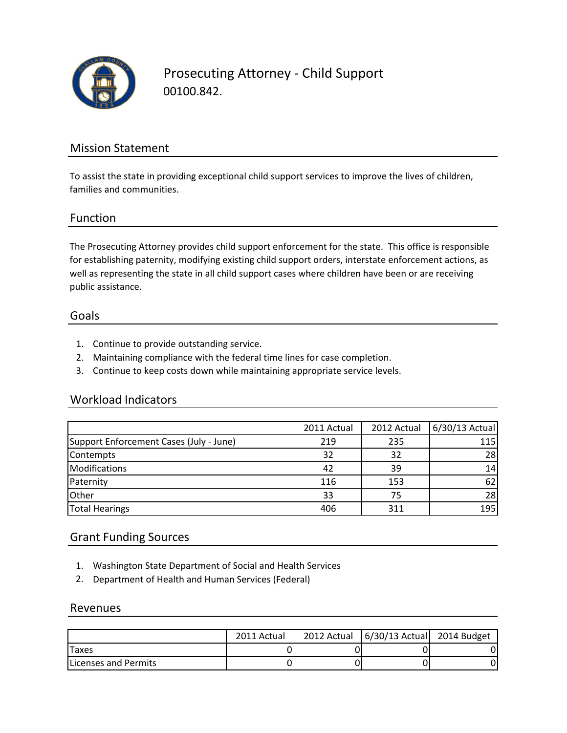# Prosecuting Attorney - Child Support

00100.842.

## Mission Statement

To assist the state in providing exceptional child support services to improve the lives of children, families and communities.

## Function

The Prosecuting Attorney provides child support enforcement for the state. This office is responsible for establishing paternity, modifying existing child support orders, interstate enforcement actions, as well as representing the state in all child support cases where children have been or are receiving public assistance.

## Goals

1. Continue to provide outstanding service.
2. Maintaining compliance with the federal time lines for case completion.
3. Continue to keep costs down while maintaining appropriate service levels.

## Workload Indicators

| | 2011 Actual | 2012 Actual | 6/30/13 Actual |
|---|---|---|---|
| Support Enforcement Cases (July - June) | 219 | 235 | 115 |
| Contempts | 32 | 32 | 28 |
| Modifications | 42 | 39 | 14 |
| Paternity | 116 | 153 | 62 |
| Other | 33 | 75 | 28 |
| Total Hearings | 406 | 311 | 195 |

## Grant Funding Sources

1. Washington State Department of Social and Health Services
2. Department of Health and Human Services (Federal)

## Revenues

| | 2011 Actual | 2012 Actual | 6/30/13 Actual | 2014 Budget |
|---|---|---|---|---|
| Taxes | 0 | 0 | 0 | 0 |
| Licenses and Permits | 0 | 0 | 0 | 0 |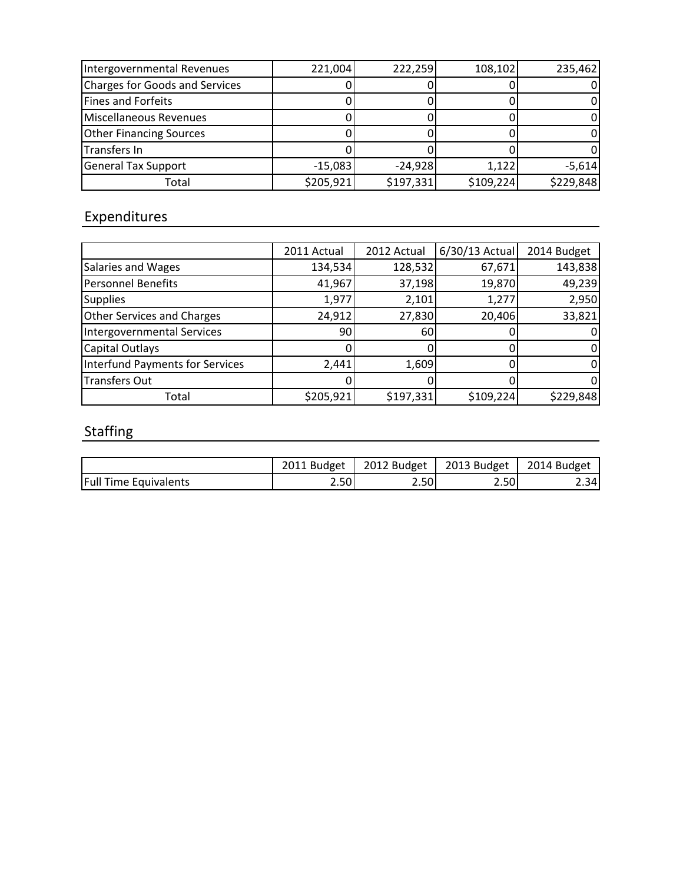| | | | | |
|---|---|---|---|---|
| Intergovernmental Revenues | 221,004 | 222,259 | 108,102 | 235,462 |
| Charges for Goods and Services | 0 | 0 | 0 | 0 |
| Fines and Forfeits | 0 | 0 | 0 | 0 |
| Miscellaneous Revenues | 0 | 0 | 0 | 0 |
| Other Financing Sources | 0 | 0 | 0 | 0 |
| Transfers In | 0 | 0 | 0 | 0 |
| General Tax Support | -15,083 | -24,928 | 1,122 | -5,614 |
| Total | $205,921 | $197,331 | $109,224 | $229,848 |

## Expenditures

| | 2011 Actual | 2012 Actual | 6/30/13 Actual | 2014 Budget |
|---|---|---|---|---|
| Salaries and Wages | 134,534 | 128,532 | 67,671 | 143,838 |
| Personnel Benefits | 41,967 | 37,198 | 19,870 | 49,239 |
| Supplies | 1,977 | 2,101 | 1,277 | 2,950 |
| Other Services and Charges | 24,912 | 27,830 | 20,406 | 33,821 |
| Intergovernmental Services | 90 | 60 | 0 | 0 |
| Capital Outlays | 0 | 0 | 0 | 0 |
| Interfund Payments for Services | 2,441 | 1,609 | 0 | 0 |
| Transfers Out | 0 | 0 | 0 | 0 |
| Total | $205,921 | $197,331 | $109,224 | $229,848 |

## Staffing

| | 2011 Budget | 2012 Budget | 2013 Budget | 2014 Budget |
|---|---|---|---|---|
| Full Time Equivalents | 2.50 | 2.50 | 2.50 | 2.34 |